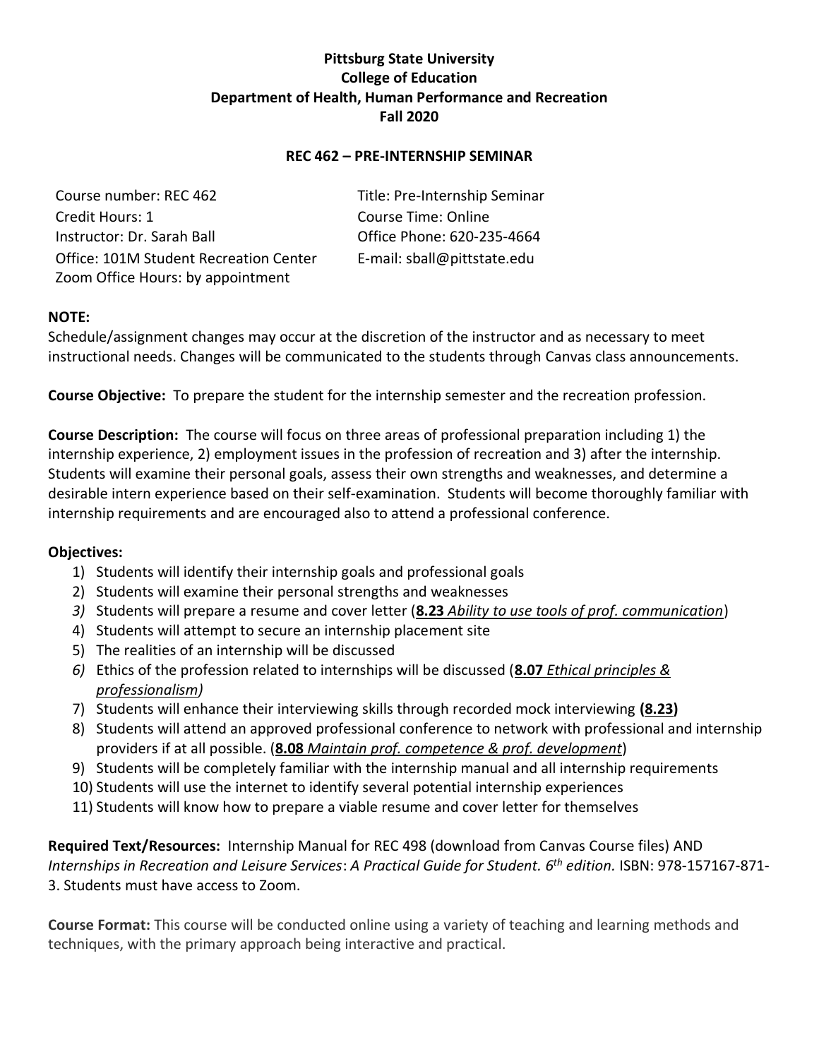**Pittsburg State University**
**College of Education**
**Department of Health, Human Performance and Recreation**
**Fall 2020**

**REC 462 – PRE-INTERNSHIP SEMINAR**

Course number: REC 462
Title: Pre-Internship Seminar
Credit Hours: 1
Course Time: Online
Instructor: Dr. Sarah Ball
Office Phone: 620-235-4664
Office: 101M Student Recreation Center
E-mail: sball@pittstate.edu
Zoom Office Hours: by appointment

**NOTE:**
Schedule/assignment changes may occur at the discretion of the instructor and as necessary to meet instructional needs. Changes will be communicated to the students through Canvas class announcements.

**Course Objective:** To prepare the student for the internship semester and the recreation profession.

**Course Description:** The course will focus on three areas of professional preparation including 1) the internship experience, 2) employment issues in the profession of recreation and 3) after the internship. Students will examine their personal goals, assess their own strengths and weaknesses, and determine a desirable intern experience based on their self-examination. Students will become thoroughly familiar with internship requirements and are encouraged also to attend a professional conference.

**Objectives:**

1) Students will identify their internship goals and professional goals
2) Students will examine their personal strengths and weaknesses
3) Students will prepare a resume and cover letter (**8.23** *Ability to use tools of prof. communication*)
4) Students will attempt to secure an internship placement site
5) The realities of an internship will be discussed
6) Ethics of the profession related to internships will be discussed (**8.07** *Ethical principles & professionalism)*
7) Students will enhance their interviewing skills through recorded mock interviewing **(8.23)**
8) Students will attend an approved professional conference to network with professional and internship providers if at all possible. (**8.08** *Maintain prof. competence & prof. development*)
9) Students will be completely familiar with the internship manual and all internship requirements
10) Students will use the internet to identify several potential internship experiences
11) Students will know how to prepare a viable resume and cover letter for themselves

**Required Text/Resources:** Internship Manual for REC 498 (download from Canvas Course files) AND *Internships in Recreation and Leisure Services*: *A Practical Guide for Student. 6th edition.* ISBN: 978-157167-871-3. Students must have access to Zoom.

**Course Format:** This course will be conducted online using a variety of teaching and learning methods and techniques, with the primary approach being interactive and practical.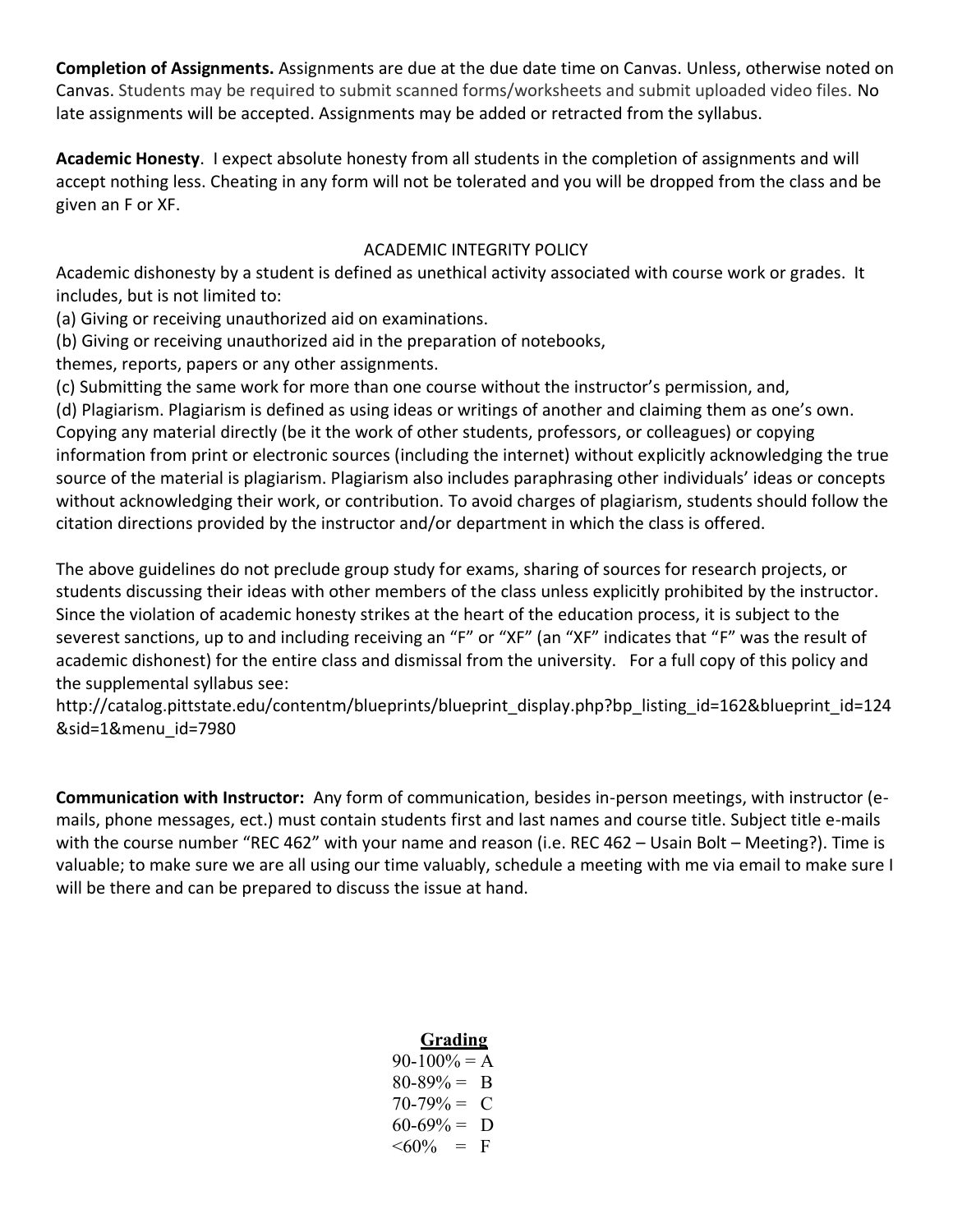**Completion of Assignments.** Assignments are due at the due date time on Canvas. Unless, otherwise noted on Canvas. Students may be required to submit scanned forms/worksheets and submit uploaded video files. No late assignments will be accepted. Assignments may be added or retracted from the syllabus.

**Academic Honesty**. I expect absolute honesty from all students in the completion of assignments and will accept nothing less. Cheating in any form will not be tolerated and you will be dropped from the class and be given an F or XF.

ACADEMIC INTEGRITY POLICY

Academic dishonesty by a student is defined as unethical activity associated with course work or grades. It includes, but is not limited to:

(a) Giving or receiving unauthorized aid on examinations.
(b) Giving or receiving unauthorized aid in the preparation of notebooks, themes, reports, papers or any other assignments.
(c) Submitting the same work for more than one course without the instructor's permission, and,
(d) Plagiarism. Plagiarism is defined as using ideas or writings of another and claiming them as one's own. Copying any material directly (be it the work of other students, professors, or colleagues) or copying information from print or electronic sources (including the internet) without explicitly acknowledging the true source of the material is plagiarism. Plagiarism also includes paraphrasing other individuals' ideas or concepts without acknowledging their work, or contribution. To avoid charges of plagiarism, students should follow the citation directions provided by the instructor and/or department in which the class is offered.

The above guidelines do not preclude group study for exams, sharing of sources for research projects, or students discussing their ideas with other members of the class unless explicitly prohibited by the instructor. Since the violation of academic honesty strikes at the heart of the education process, it is subject to the severest sanctions, up to and including receiving an "F" or "XF" (an "XF" indicates that "F" was the result of academic dishonest) for the entire class and dismissal from the university. For a full copy of this policy and the supplemental syllabus see:
http://catalog.pittstate.edu/contentm/blueprints/blueprint_display.php?bp_listing_id=162&blueprint_id=124&sid=1&menu_id=7980

**Communication with Instructor:** Any form of communication, besides in-person meetings, with instructor (e-mails, phone messages, ect.) must contain students first and last names and course title. Subject title e-mails with the course number "REC 462" with your name and reason (i.e. REC 462 – Usain Bolt – Meeting?). Time is valuable; to make sure we are all using our time valuably, schedule a meeting with me via email to make sure I will be there and can be prepared to discuss the issue at hand.

**Grading**

90-100% = A
80-89% = B
70-79% = C
60-69% = D
<60% = F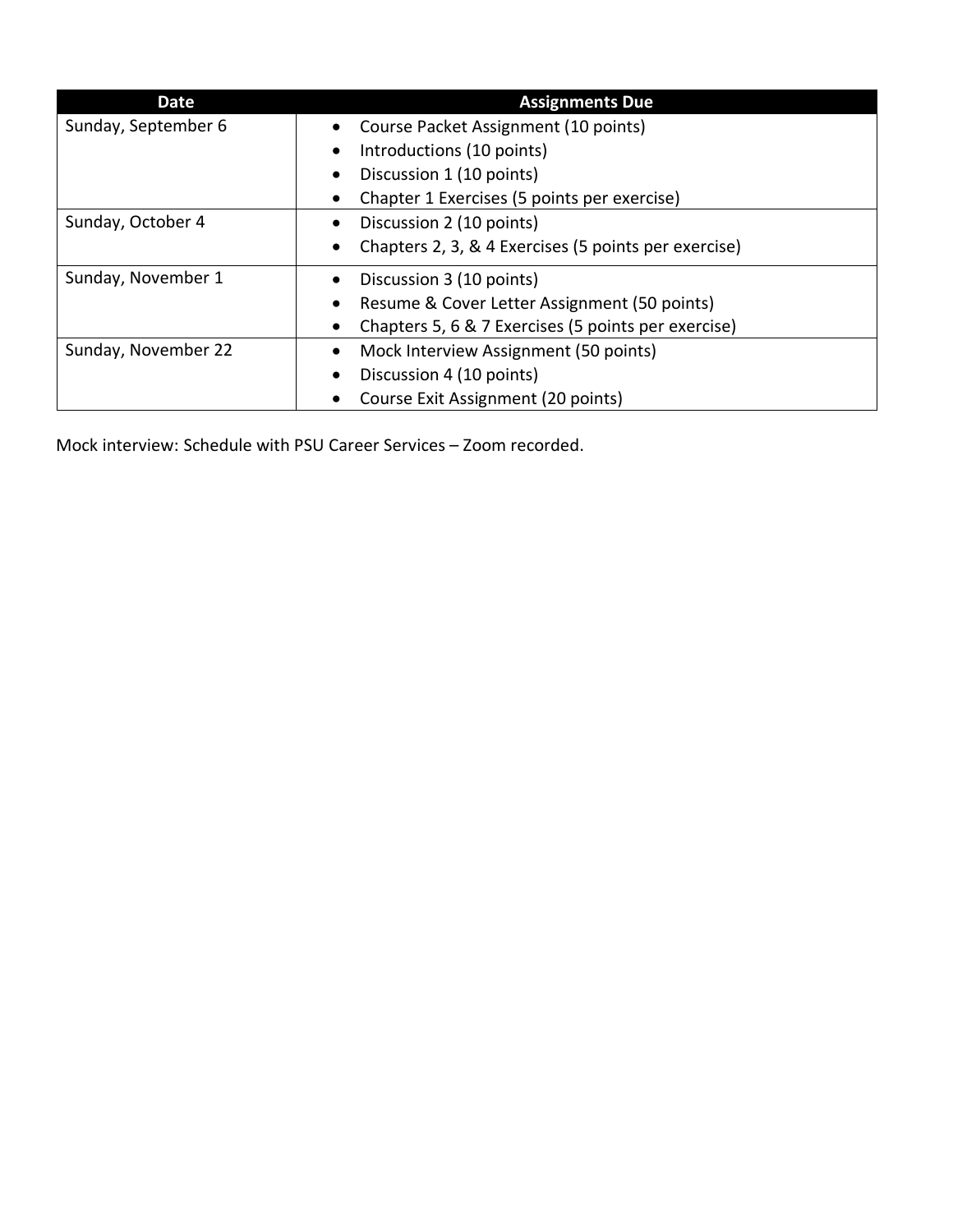| Date | Assignments Due |
| --- | --- |
| Sunday, September 6 | • Course Packet Assignment (10 points)<br>• Introductions (10 points)<br>• Discussion 1 (10 points)<br>• Chapter 1 Exercises (5 points per exercise) |
| Sunday, October 4 | • Discussion 2 (10 points)<br>• Chapters 2, 3, & 4 Exercises (5 points per exercise) |
| Sunday, November 1 | • Discussion 3 (10 points)<br>• Resume & Cover Letter Assignment (50 points)<br>• Chapters 5, 6 & 7 Exercises (5 points per exercise) |
| Sunday, November 22 | • Mock Interview Assignment (50 points)<br>• Discussion 4 (10 points)<br>• Course Exit Assignment (20 points) |

Mock interview: Schedule with PSU Career Services – Zoom recorded.